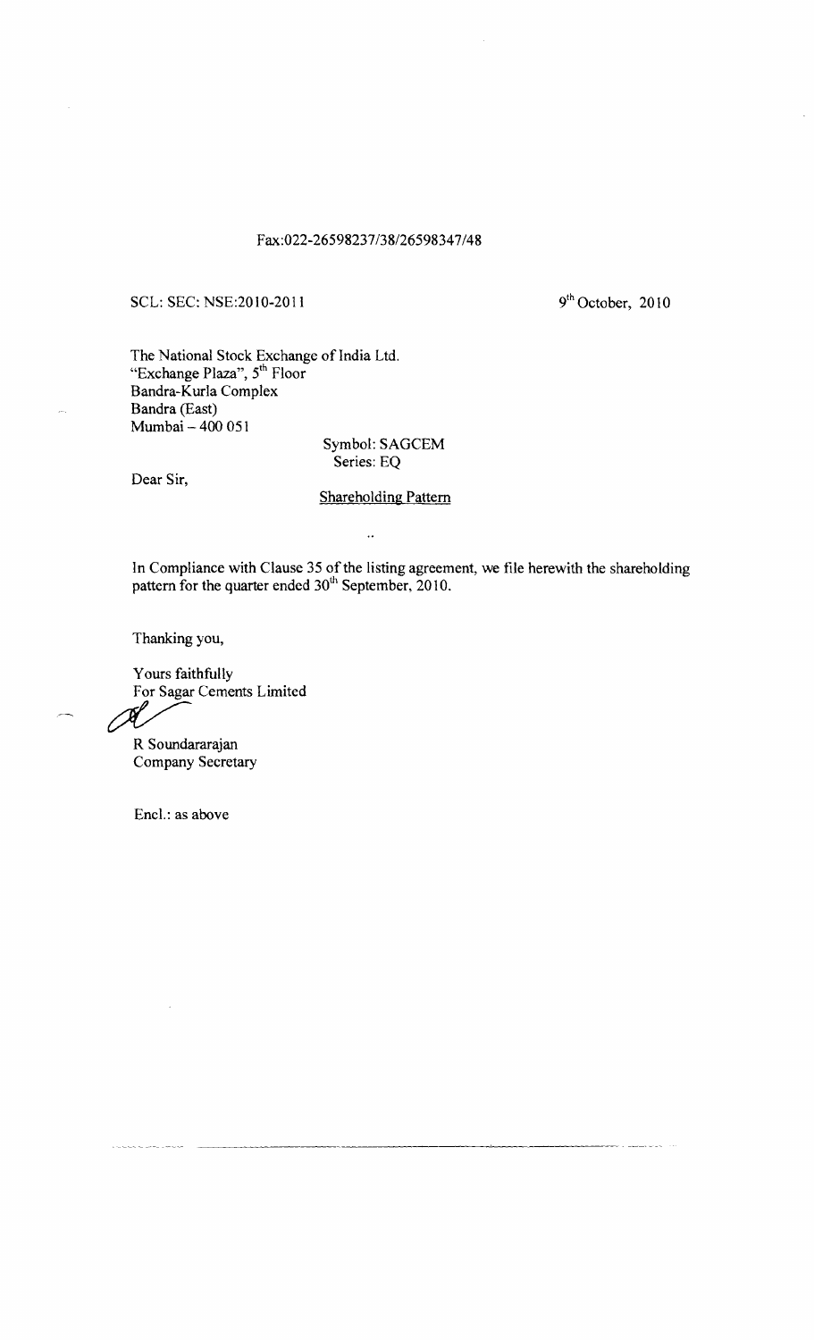Fax:022-26598237/38/26598347/48

SCL: SEC: NSE:2010-2011

9th October, 2010

The National Stock Exchange of India Ltd.
"Exchange Plaza", 5th Floor
Bandra-Kurla Complex
Bandra (East)
Mumbai – 400 051

Symbol: SAGCEM
Series: EQ

Dear Sir,

Shareholding Pattern

In Compliance with Clause 35 of the listing agreement, we file herewith the shareholding pattern for the quarter ended 30th September, 2010.

Thanking you,

Yours faithfully
For Sagar Cements Limited

R Soundararajan
Company Secretary

Encl.: as above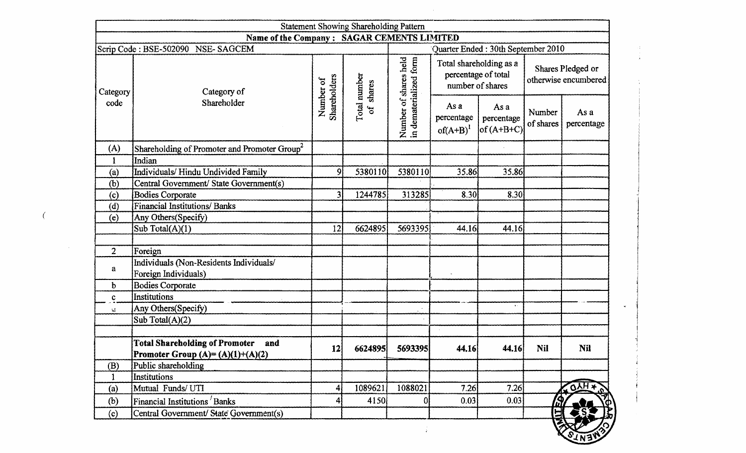| Statement Showing Shareholding Pattern | | | | | | | | |
|---|---|---|---|---|---|---|---|---|
| **Name of the Company : SAGAR CEMENTS LIMITED** | | | | | | | | |
| Scrip Code : BSE-502090 NSE- SAGCEM | | | | Quarter Ended : 30th September 2010 | | | | |
| Category code | Category of Shareholder | Number of Shareholders | Total number of shares | Number of shares held in dematerialized form | Total shareholding as a percentage of total number of shares | | Shares Pledged or otherwise encumbered | |
| | | | | | As a percentage of(A+B)[1] | As a percentage of (A+B+C) | Number of shares | As a percentage |
| (A) | Shareholding of Promoter and Promoter Group[2] | | | | | | | |
| 1 | Indian | | | | | | | |
| (a) | Individuals/ Hindu Undivided Family | 9 | 5380110 | 5380110 | 35.86 | 35.86 | | |
| (b) | Central Government/ State Government(s) | | | | | | | |
| (c) | Bodies Corporate | 3 | 1244785 | 313285 | 8.30 | 8.30 | | |
| (d) | Financial Institutions/ Banks | | | | | | | |
| (e) | Any Others(Specify) | | | | | | | |
| | Sub Total(A)(1) | 12 | 6624895 | 5693395 | 44.16 | 44.16 | | |
| | | | | | | | | |
| 2 | Foreign | | | | | | | |
| a | Individuals (Non-Residents Individuals/ Foreign Individuals) | | | | | | | |
| b | Bodies Corporate | | | | | | | |
| c | Institutions | | | | | | | |
| d | Any Others(Specify) | | | | | | | |
| | Sub Total(A)(2) | | | | | | | |
| | | | | | | | | |
| | **Total Shareholding of Promoter and Promoter Group (A)= (A)(1)+(A)(2)** | **12** | **6624895** | **5693395** | **44.16** | **44.16** | **Nil** | **Nil** |
| (B) | Public shareholding | | | | | | | |
| 1 | Institutions | | | | | | | |
| (a) | Mutual Funds/ UTI | 4 | 1089621 | 1088021 | 7.26 | 7.26 | | |
| (b) | Financial Institutions / Banks | 4 | 4150 | 0 | 0.03 | 0.03 | | |
| (c) | Central Government/ State Government(s) | | | | | | | |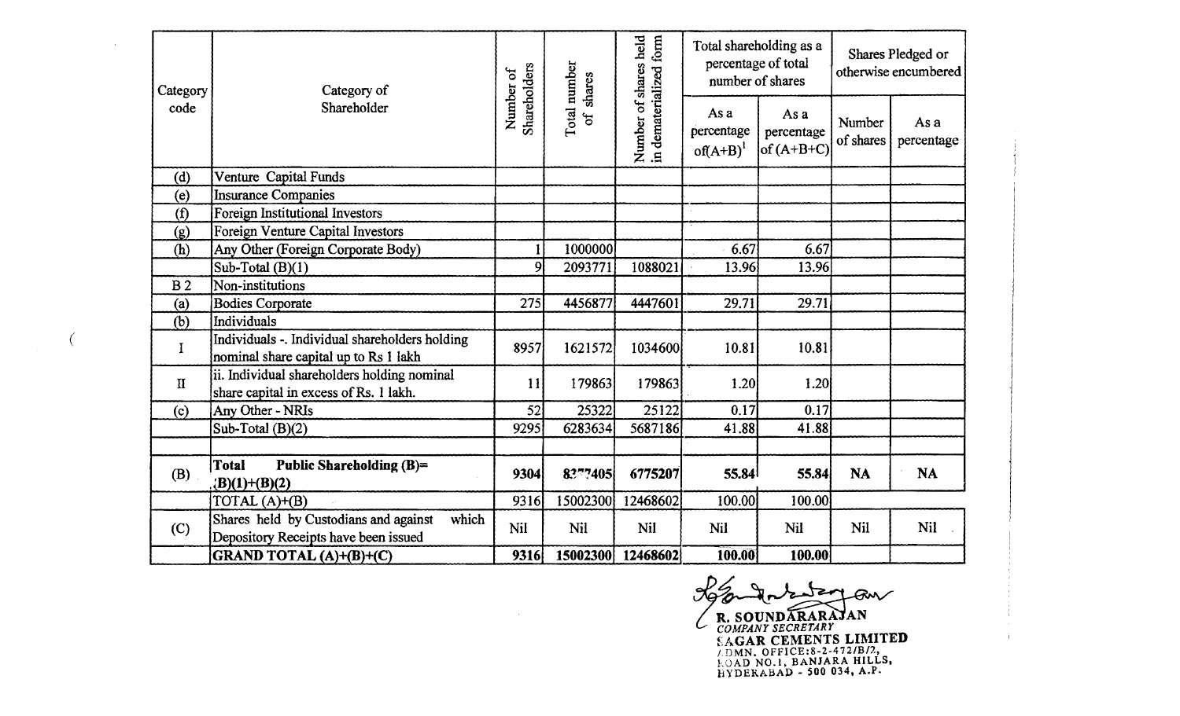| Category code | Category of Shareholder | Number of Shareholders | Total number of shares | Number of shares held in dematerialized form | Total shareholding as a percentage of total number of shares | | Shares Pledged or otherwise encumbered | |
|---|---|---|---|---|---|---|---|---|
| | | | | | As a percentage of(A+B)[1] | As a percentage of (A+B+C) | Number of shares | As a percentage |
| (d) | Venture Capital Funds | | | | | | | |
| (e) | Insurance Companies | | | | | | | |
| (f) | Foreign Institutional Investors | | | | | | | |
| (g) | Foreign Venture Capital Investors | | | | | | | |
| (h) | Any Other (Foreign Corporate Body) | 1 | 1000000 | | 6.67 | 6.67 | | |
| | Sub-Total (B)(1) | 9 | 2093771 | 1088021 | 13.96 | 13.96 | | |
| B 2 | Non-institutions | | | | | | | |
| (a) | Bodies Corporate | 275 | 4456877 | 4447601 | 29.71 | 29.71 | | |
| (b) | Individuals | | | | | | | |
| I | Individuals -. Individual shareholders holding nominal share capital up to Rs 1 lakh | 8957 | 1621572 | 1034600 | 10.81 | 10.81 | | |
| II | ii. Individual shareholders holding nominal share capital in excess of Rs. 1 lakh. | 11 | 179863 | 179863 | 1.20 | 1.20 | | |
| (c) | Any Other - NRIs | 52 | 25322 | 25122 | 0.17 | 0.17 | | |
| | Sub-Total (B)(2) | 9295 | 6283634 | 5687186 | 41.88 | 41.88 | | |
| | | | | | | | | |
| (B) | **Total Public Shareholding (B)= (B)(1)+(B)(2)** | **9304** | **8377405** | **6775207** | **55.84** | **55.84** | **NA** | **NA** |
| | TOTAL (A)+(B) | 9316 | 15002300 | 12468602 | 100.00 | 100.00 | | |
| (C) | Shares held by Custodians and against which Depository Receipts have been issued | Nil | Nil | Nil | Nil | Nil | Nil | Nil |
| | **GRAND TOTAL (A)+(B)+(C)** | **9316** | **15002300** | **12468602** | **100.00** | **100.00** | | |

**R. SOUNDARARAJAN**
*COMPANY SECRETARY*
**SAGAR CEMENTS LIMITED**
ADMN. OFFICE:8-2-472/B/2,
ROAD NO.1, BANJARA HILLS,
HYDERABAD - 500 034, A.P.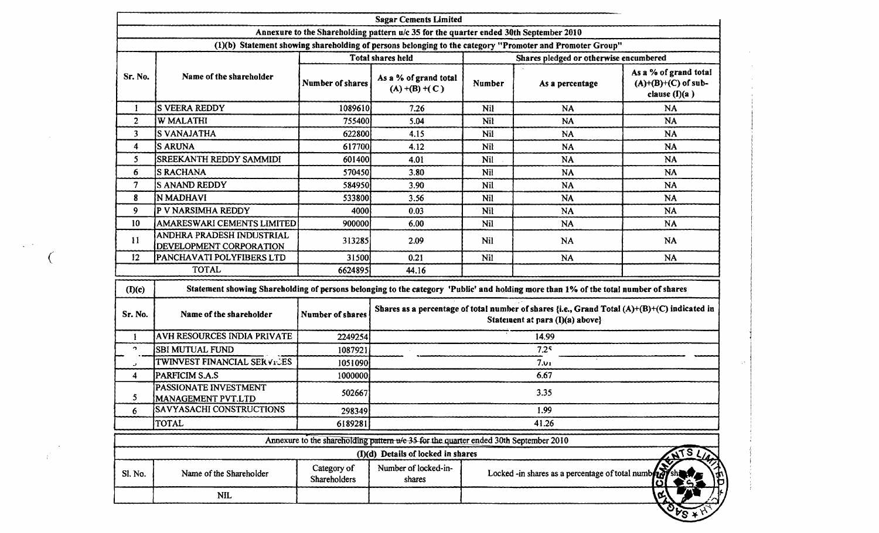# Sagar Cements Limited

## Annexure to the Shareholding pattern u/c 35 for the quarter ended 30th September 2010

### (1)(b) Statement showing shareholding of persons belonging to the category "Promoter and Promoter Group"

| Sr. No. | Name of the shareholder | Total shares held | | Shares pledged or otherwise encumbered | | |
|---|---|---|---|---|---|---|
| | | Number of shares | As a % of grand total (A) +(B) +( C ) | Number | As a percentage | As a % of grand total (A)+(B)+(C) of sub-clause (I)(a ) |
| 1 | S VEERA REDDY | 1089610 | 7.26 | Nil | NA | NA |
| 2 | W MALATHI | 755400 | 5.04 | Nil | NA | NA |
| 3 | S VANAJATHA | 622800 | 4.15 | Nil | NA | NA |
| 4 | S ARUNA | 617700 | 4.12 | Nil | NA | NA |
| 5 | SREEKANTH REDDY SAMMIDI | 601400 | 4.01 | Nil | NA | NA |
| 6 | S RACHANA | 570450 | 3.80 | Nil | NA | NA |
| 7 | S ANAND REDDY | 584950 | 3.90 | Nil | NA | NA |
| 8 | N MADHAVI | 533800 | 3.56 | Nil | NA | NA |
| 9 | P V NARSIMHA REDDY | 4000 | 0.03 | Nil | NA | NA |
| 10 | AMARESWARI CEMENTS LIMITED | 900000 | 6.00 | Nil | NA | NA |
| 11 | ANDHRA PRADESH INDUSTRIAL DEVELOPMENT CORPORATION | 313285 | 2.09 | Nil | NA | NA |
| 12 | PANCHAVATI POLYFIBERS LTD | 31500 | 0.21 | Nil | NA | NA |
| | TOTAL | 6624895 | 44.16 | | | |

### (I)(c) Statement showing Shareholding of persons belonging to the category 'Public' and holding more than 1% of the total number of shares

| Sr. No. | Name of the shareholder | Number of shares | Shares as a percentage of total number of shares {i.e., Grand Total (A)+(B)+(C) indicated in Statement at para (I)(a) above} |
|---|---|---|---|
| 1 | AVH RESOURCES INDIA PRIVATE | 2249254 | 14.99 |
| 2 | SBI MUTUAL FUND | 1087921 | 7.25 |
| 3 | TWINVEST FINANCIAL SERVICES | 1051090 | 7.01 |
| 4 | PARFICIM S.A.S | 1000000 | 6.67 |
| 5 | PASSIONATE INVESTMENT MANAGEMENT PVT.LTD | 502667 | 3.35 |
| 6 | SAVYASACHI CONSTRUCTIONS | 298349 | 1.99 |
| | TOTAL | 6189281 | 41.26 |

## Annexure to the shareholding pattern u/c 35 for the quarter ended 30th September 2010

### (I)(d) Details of locked in shares

| Sl. No. | Name of the Shareholder | Category of Shareholders | Number of locked-in-shares | Locked -in shares as a percentage of total number of shares |
|---|---|---|---|---|
| | NIL | | | |